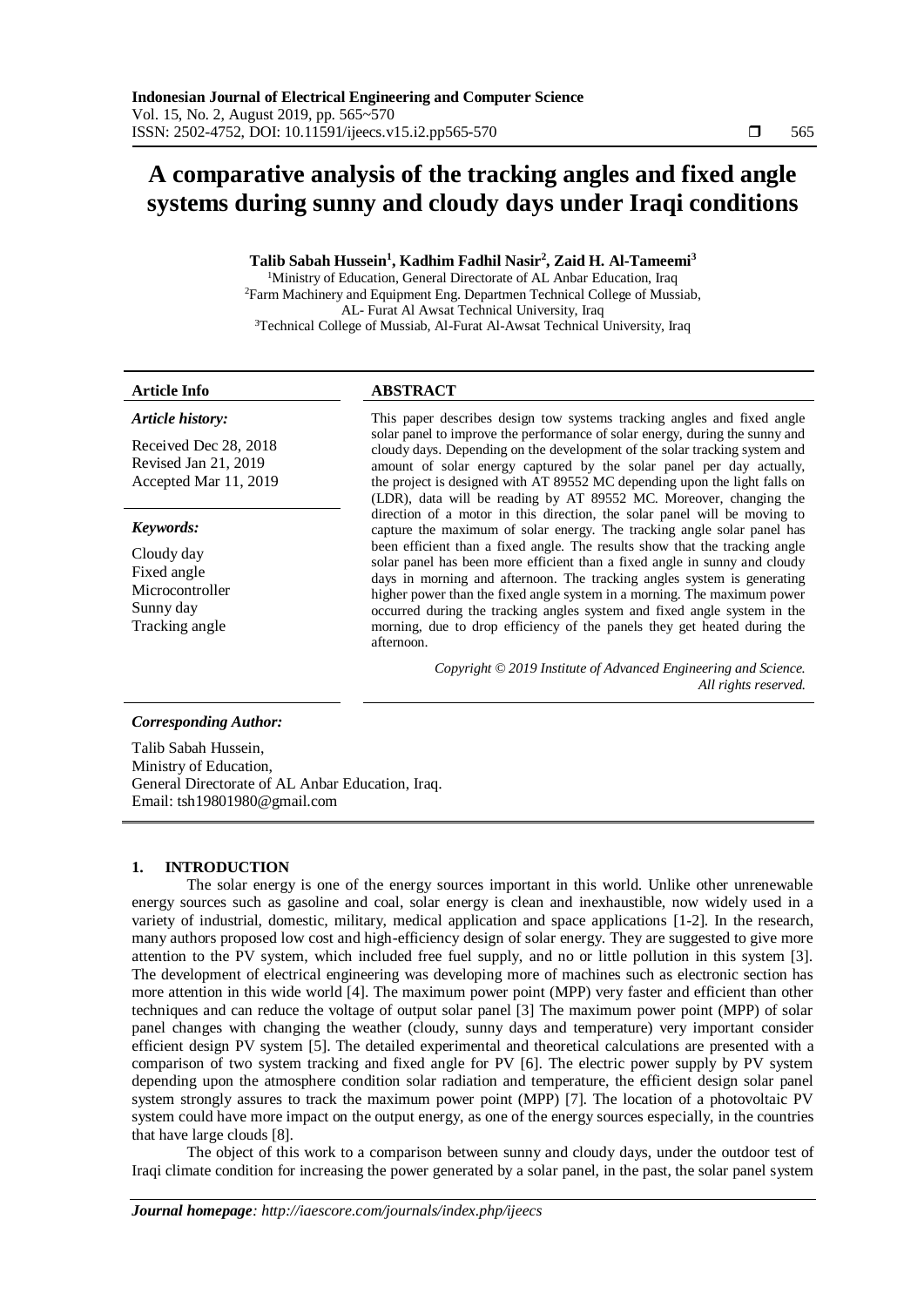# A comparative analysis of the tracking angles and fixed angle systems during sunny and cloudy days under Iraqi conditions

**Talib Sabah Hussein[1], Kadhim Fadhil Nasir[2], Zaid H. Al-Tameemi[3]**

[1]Ministry of Education, General Directorate of AL Anbar Education, Iraq
[2]Farm Machinery and Equipment Eng. Departmen Technical College of Mussiab, AL- Furat Al Awsat Technical University, Iraq
[3]Technical College of Mussiab, Al-Furat Al-Awsat Technical University, Iraq

**Article Info**

*Article history:*

Received Dec 28, 2018
Revised Jan 21, 2019
Accepted Mar 11, 2019

*Keywords:*

Cloudy day
Fixed angle
Microcontroller
Sunny day
Tracking angle

**ABSTRACT**

This paper describes design tow systems tracking angles and fixed angle solar panel to improve the performance of solar energy, during the sunny and cloudy days. Depending on the development of the solar tracking system and amount of solar energy captured by the solar panel per day actually, the project is designed with AT 89552 MC depending upon the light falls on (LDR), data will be reading by AT 89552 MC. Moreover, changing the direction of a motor in this direction, the solar panel will be moving to capture the maximum of solar energy. The tracking angle solar panel has been efficient than a fixed angle. The results show that the tracking angle solar panel has been more efficient than a fixed angle in sunny and cloudy days in morning and afternoon. The tracking angles system is generating higher power than the fixed angle system in a morning. The maximum power occurred during the tracking angles system and fixed angle system in the morning, due to drop efficiency of the panels they get heated during the afternoon.

*Copyright © 2019 Institute of Advanced Engineering and Science. All rights reserved.*

***Corresponding Author:***

Talib Sabah Hussein,
Ministry of Education,
General Directorate of AL Anbar Education, Iraq.
Email: tsh19801980@gmail.com

## 1. INTRODUCTION

The solar energy is one of the energy sources important in this world. Unlike other unrenewable energy sources such as gasoline and coal, solar energy is clean and inexhaustible, now widely used in a variety of industrial, domestic, military, medical application and space applications [1-2]. In the research, many authors proposed low cost and high-efficiency design of solar energy. They are suggested to give more attention to the PV system, which included free fuel supply, and no or little pollution in this system [3]. The development of electrical engineering was developing more of machines such as electronic section has more attention in this wide world [4]. The maximum power point (MPP) very faster and efficient than other techniques and can reduce the voltage of output solar panel [3] The maximum power point (MPP) of solar panel changes with changing the weather (cloudy, sunny days and temperature) very important consider efficient design PV system [5]. The detailed experimental and theoretical calculations are presented with a comparison of two system tracking and fixed angle for PV [6]. The electric power supply by PV system depending upon the atmosphere condition solar radiation and temperature, the efficient design solar panel system strongly assures to track the maximum power point (MPP) [7]. The location of a photovoltaic PV system could have more impact on the output energy, as one of the energy sources especially, in the countries that have large clouds [8].

The object of this work to a comparison between sunny and cloudy days, under the outdoor test of Iraqi climate condition for increasing the power generated by a solar panel, in the past, the solar panel system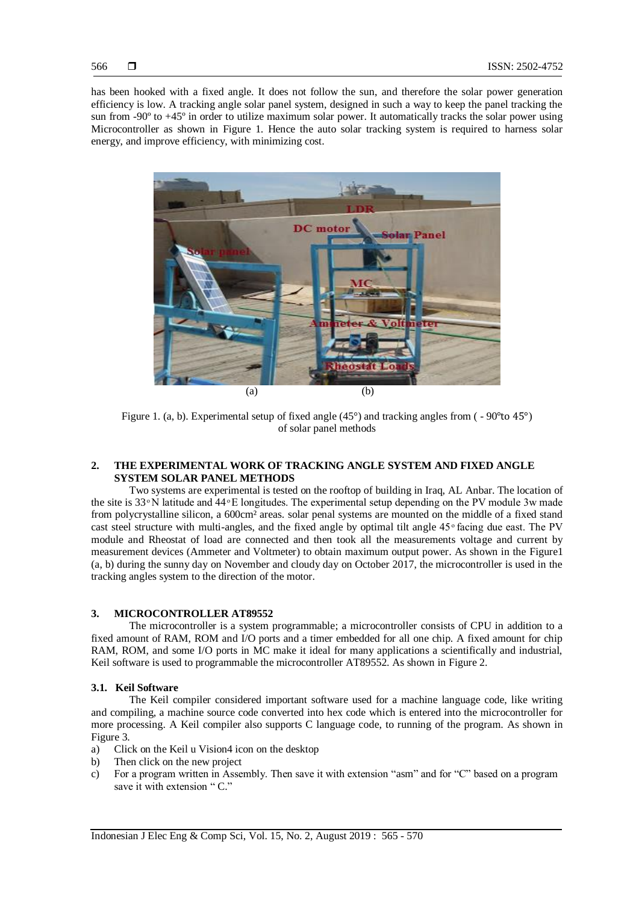has been hooked with a fixed angle. It does not follow the sun, and therefore the solar power generation efficiency is low. A tracking angle solar panel system, designed in such a way to keep the panel tracking the sun from -90º to +45º in order to utilize maximum solar power. It automatically tracks the solar power using Microcontroller as shown in Figure 1. Hence the auto solar tracking system is required to harness solar energy, and improve efficiency, with minimizing cost.

Figure 1. (a, b). Experimental setup of fixed angle (45°) and tracking angles from ( - 90°to 45°) of solar panel methods

## 2. THE EXPERIMENTAL WORK OF TRACKING ANGLE SYSTEM AND FIXED ANGLE SYSTEM SOLAR PANEL METHODS

Two systems are experimental is tested on the rooftop of building in Iraq, AL Anbar. The location of the site is 33◦N latitude and 44◦E longitudes. The experimental setup depending on the PV module 3w made from polycrystalline silicon, a 600cm² areas. solar penal systems are mounted on the middle of a fixed stand cast steel structure with multi-angles, and the fixed angle by optimal tilt angle 45◦ facing due east. The PV module and Rheostat of load are connected and then took all the measurements voltage and current by measurement devices (Ammeter and Voltmeter) to obtain maximum output power. As shown in the Figure1 (a, b) during the sunny day on November and cloudy day on October 2017, the microcontroller is used in the tracking angles system to the direction of the motor.

## 3. MICROCONTROLLER AT89552

The microcontroller is a system programmable; a microcontroller consists of CPU in addition to a fixed amount of RAM, ROM and I/O ports and a timer embedded for all one chip. A fixed amount for chip RAM, ROM, and some I/O ports in MC make it ideal for many applications a scientifically and industrial, Keil software is used to programmable the microcontroller AT89552. As shown in Figure 2.

### 3.1. Keil Software

The Keil compiler considered important software used for a machine language code, like writing and compiling, a machine source code converted into hex code which is entered into the microcontroller for more processing. A Keil compiler also supports C language code, to running of the program. As shown in Figure 3.

a) Click on the Keil u Vision4 icon on the desktop
b) Then click on the new project
c) For a program written in Assembly. Then save it with extension "asm" and for "C" based on a program save it with extension " C."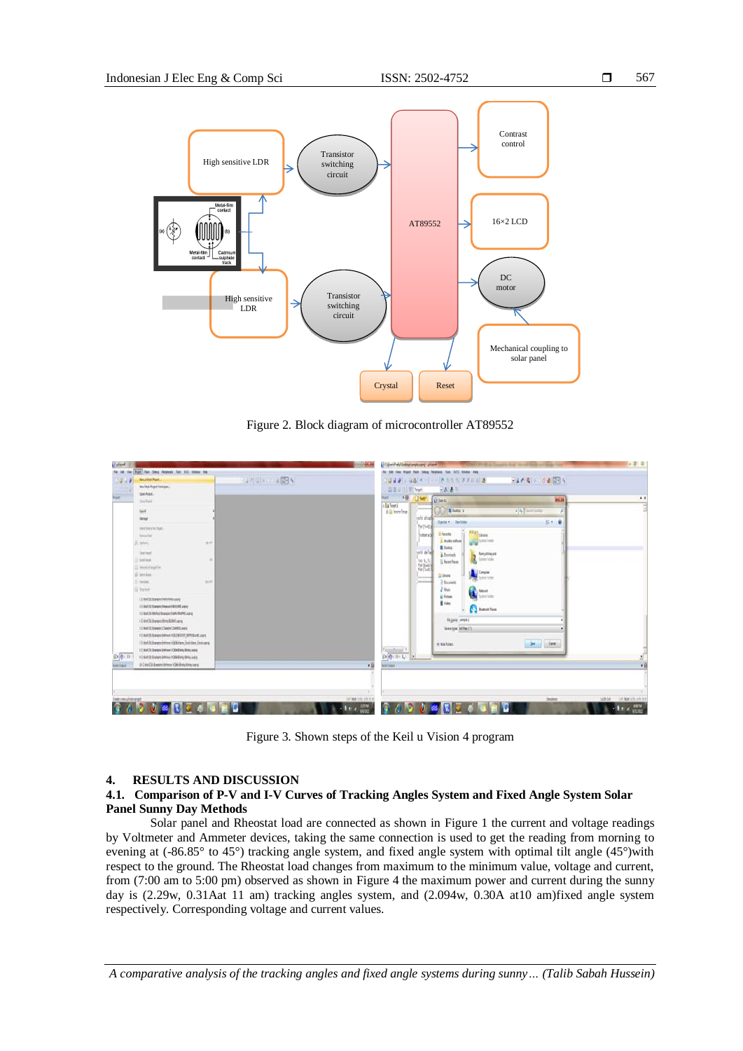Figure 2. Block diagram of microcontroller AT89552

Figure 3. Shown steps of the Keil u Vision 4 program

## 4. RESULTS AND DISCUSSION

### 4.1. Comparison of P-V and I-V Curves of Tracking Angles System and Fixed Angle System Solar Panel Sunny Day Methods

Solar panel and Rheostat load are connected as shown in Figure 1 the current and voltage readings by Voltmeter and Ammeter devices, taking the same connection is used to get the reading from morning to evening at (-86.85° to 45°) tracking angle system, and fixed angle system with optimal tilt angle (45°)with respect to the ground. The Rheostat load changes from maximum to the minimum value, voltage and current, from (7:00 am to 5:00 pm) observed as shown in Figure 4 the maximum power and current during the sunny day is (2.29w, 0.31Aat 11 am) tracking angles system, and (2.094w, 0.30A at10 am)fixed angle system respectively. Corresponding voltage and current values.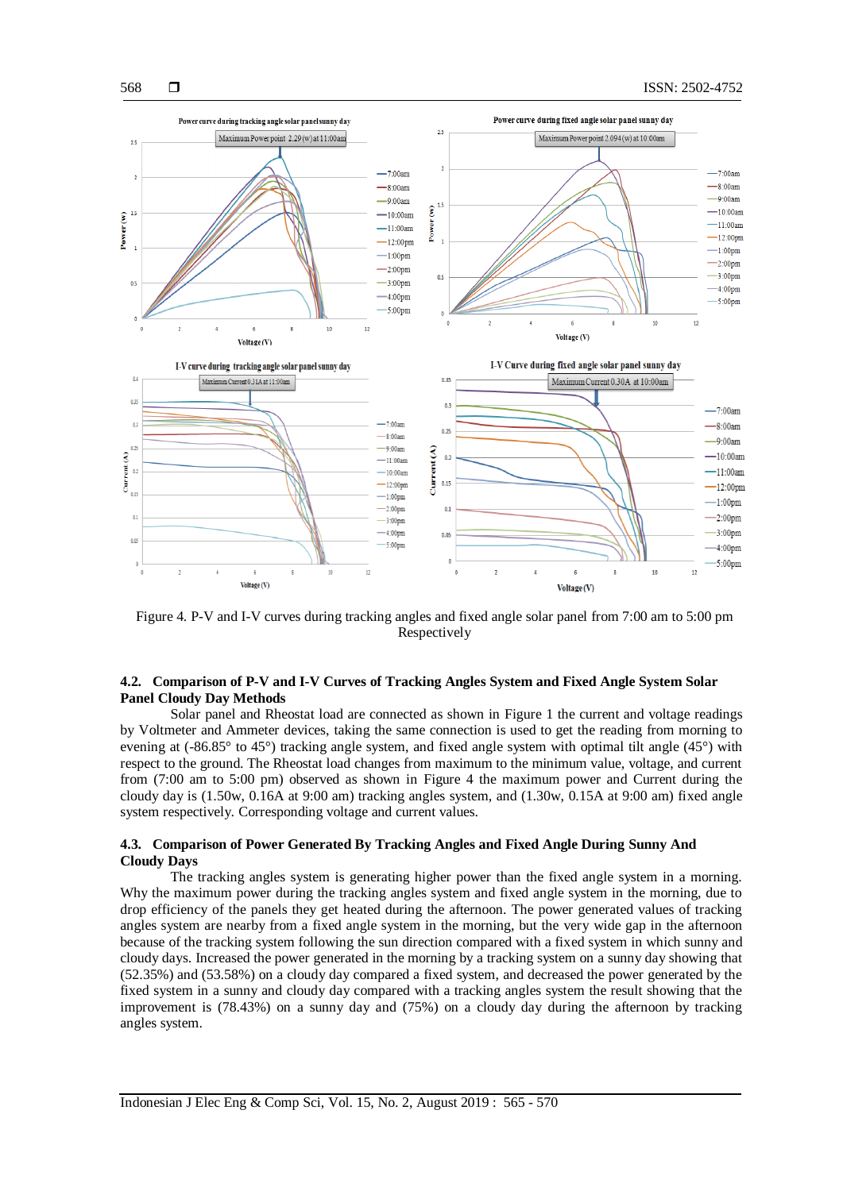Figure 4. P-V and I-V curves during tracking angles and fixed angle solar panel from 7:00 am to 5:00 pm Respectively

### 4.2. Comparison of P-V and I-V Curves of Tracking Angles System and Fixed Angle System Solar Panel Cloudy Day Methods

Solar panel and Rheostat load are connected as shown in Figure 1 the current and voltage readings by Voltmeter and Ammeter devices, taking the same connection is used to get the reading from morning to evening at (-86.85° to 45°) tracking angle system, and fixed angle system with optimal tilt angle (45°) with respect to the ground. The Rheostat load changes from maximum to the minimum value, voltage, and current from (7:00 am to 5:00 pm) observed as shown in Figure 4 the maximum power and Current during the cloudy day is (1.50w, 0.16A at 9:00 am) tracking angles system, and (1.30w, 0.15A at 9:00 am) fixed angle system respectively. Corresponding voltage and current values.

### 4.3. Comparison of Power Generated By Tracking Angles and Fixed Angle During Sunny And Cloudy Days

The tracking angles system is generating higher power than the fixed angle system in a morning. Why the maximum power during the tracking angles system and fixed angle system in the morning, due to drop efficiency of the panels they get heated during the afternoon. The power generated values of tracking angles system are nearby from a fixed angle system in the morning, but the very wide gap in the afternoon because of the tracking system following the sun direction compared with a fixed system in which sunny and cloudy days. Increased the power generated in the morning by a tracking system on a sunny day showing that (52.35%) and (53.58%) on a cloudy day compared a fixed system, and decreased the power generated by the fixed system in a sunny and cloudy day compared with a tracking angles system the result showing that the improvement is (78.43%) on a sunny day and (75%) on a cloudy day during the afternoon by tracking angles system.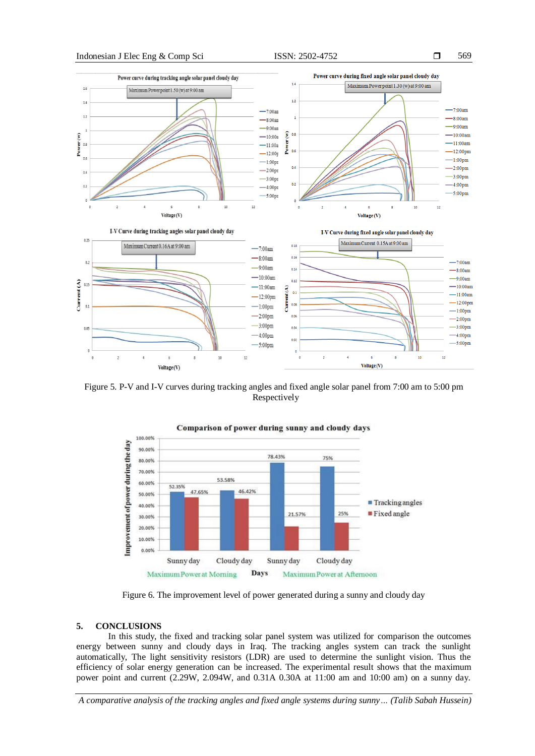Figure 5. P-V and I-V curves during tracking angles and fixed angle solar panel from 7:00 am to 5:00 pm Respectively

Figure 6. The improvement level of power generated during a sunny and cloudy day

## 5. CONCLUSIONS

In this study, the fixed and tracking solar panel system was utilized for comparison the outcomes energy between sunny and cloudy days in Iraq. The tracking angles system can track the sunlight automatically, The light sensitivity resistors (LDR) are used to determine the sunlight vision. Thus the efficiency of solar energy generation can be increased. The experimental result shows that the maximum power point and current (2.29W, 2.094W, and 0.31A 0.30A at 11:00 am and 10:00 am) on a sunny day.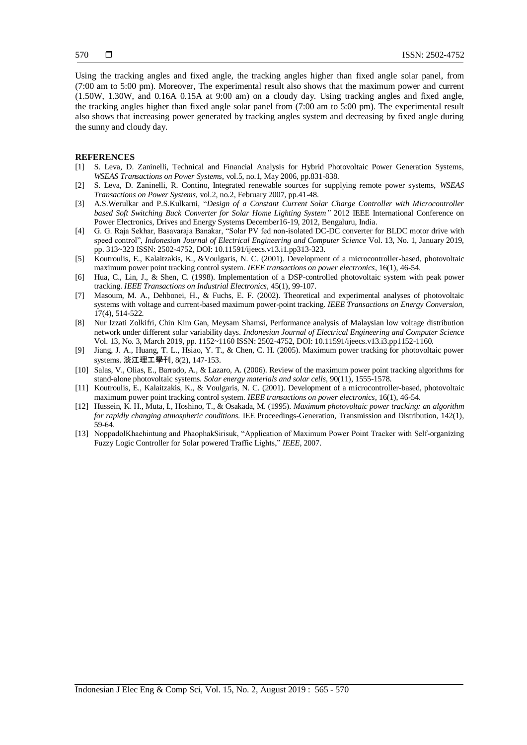Using the tracking angles and fixed angle, the tracking angles higher than fixed angle solar panel, from (7:00 am to 5:00 pm). Moreover, The experimental result also shows that the maximum power and current (1.50W, 1.30W, and 0.16A 0.15A at 9:00 am) on a cloudy day. Using tracking angles and fixed angle, the tracking angles higher than fixed angle solar panel from (7:00 am to 5:00 pm). The experimental result also shows that increasing power generated by tracking angles system and decreasing by fixed angle during the sunny and cloudy day.

**REFERENCES**

[1] S. Leva, D. Zaninelli, Technical and Financial Analysis for Hybrid Photovoltaic Power Generation Systems, *WSEAS Transactions on Power Systems*, vol.5, no.1, May 2006, pp.831-838.

[2] S. Leva, D. Zaninelli, R. Contino, Integrated renewable sources for supplying remote power systems, *WSEAS Transactions on Power Systems*, vol.2, no.2, February 2007, pp.41-48.

[3] A.S.Werulkar and P.S.Kulkarni, "*Design of a Constant Current Solar Charge Controller with Microcontroller based Soft Switching Buck Converter for Solar Home Lighting System"* 2012 IEEE International Conference on Power Electronics, Drives and Energy Systems December16-19, 2012, Bengaluru, India.

[4] G. G. Raja Sekhar, Basavaraja Banakar, "Solar PV fed non-isolated DC-DC converter for BLDC motor drive with speed control", *Indonesian Journal of Electrical Engineering and Computer Science* Vol. 13, No. 1, January 2019, pp. 313~323 ISSN: 2502-4752, DOI: 10.11591/ijeecs.v13.i1.pp313-323.

[5] Koutroulis, E., Kalaitzakis, K., &Voulgaris, N. C. (2001). Development of a microcontroller-based, photovoltaic maximum power point tracking control system. *IEEE transactions on power electronics*, 16(1), 46-54.

[6] Hua, C., Lin, J., & Shen, C. (1998). Implementation of a DSP-controlled photovoltaic system with peak power tracking. *IEEE Transactions on Industrial Electronics*, 45(1), 99-107.

[7] Masoum, M. A., Dehbonei, H., & Fuchs, E. F. (2002). Theoretical and experimental analyses of photovoltaic systems with voltage and current-based maximum power-point tracking. *IEEE Transactions on Energy Conversion*, 17(4), 514-522.

[8] Nur Izzati Zolkifri, Chin Kim Gan, Meysam Shamsi, Performance analysis of Malaysian low voltage distribution network under different solar variability days. *Indonesian Journal of Electrical Engineering and Computer Science* Vol. 13, No. 3, March 2019, pp. 1152~1160 ISSN: 2502-4752, DOI: 10.11591/ijeecs.v13.i3.pp1152-1160.

[9] Jiang, J. A., Huang, T. L., Hsiao, Y. T., & Chen, C. H. (2005). Maximum power tracking for photovoltaic power systems. 淡江理工學刊, 8(2), 147-153.

[10] Salas, V., Olias, E., Barrado, A., & Lazaro, A. (2006). Review of the maximum power point tracking algorithms for stand-alone photovoltaic systems. *Solar energy materials and solar cells*, 90(11), 1555-1578.

[11] Koutroulis, E., Kalaitzakis, K., & Voulgaris, N. C. (2001). Development of a microcontroller-based, photovoltaic maximum power point tracking control system. *IEEE transactions on power electronics*, 16(1), 46-54.

[12] Hussein, K. H., Muta, I., Hoshino, T., & Osakada, M. (1995). *Maximum photovoltaic power tracking: an algorithm for rapidly changing atmospheric conditions.* IEE Proceedings-Generation, Transmission and Distribution, 142(1), 59-64.

[13] NoppadolKhaehintung and PhaophakSirisuk, "Application of Maximum Power Point Tracker with Self-organizing Fuzzy Logic Controller for Solar powered Traffic Lights," *IEEE*, 2007.